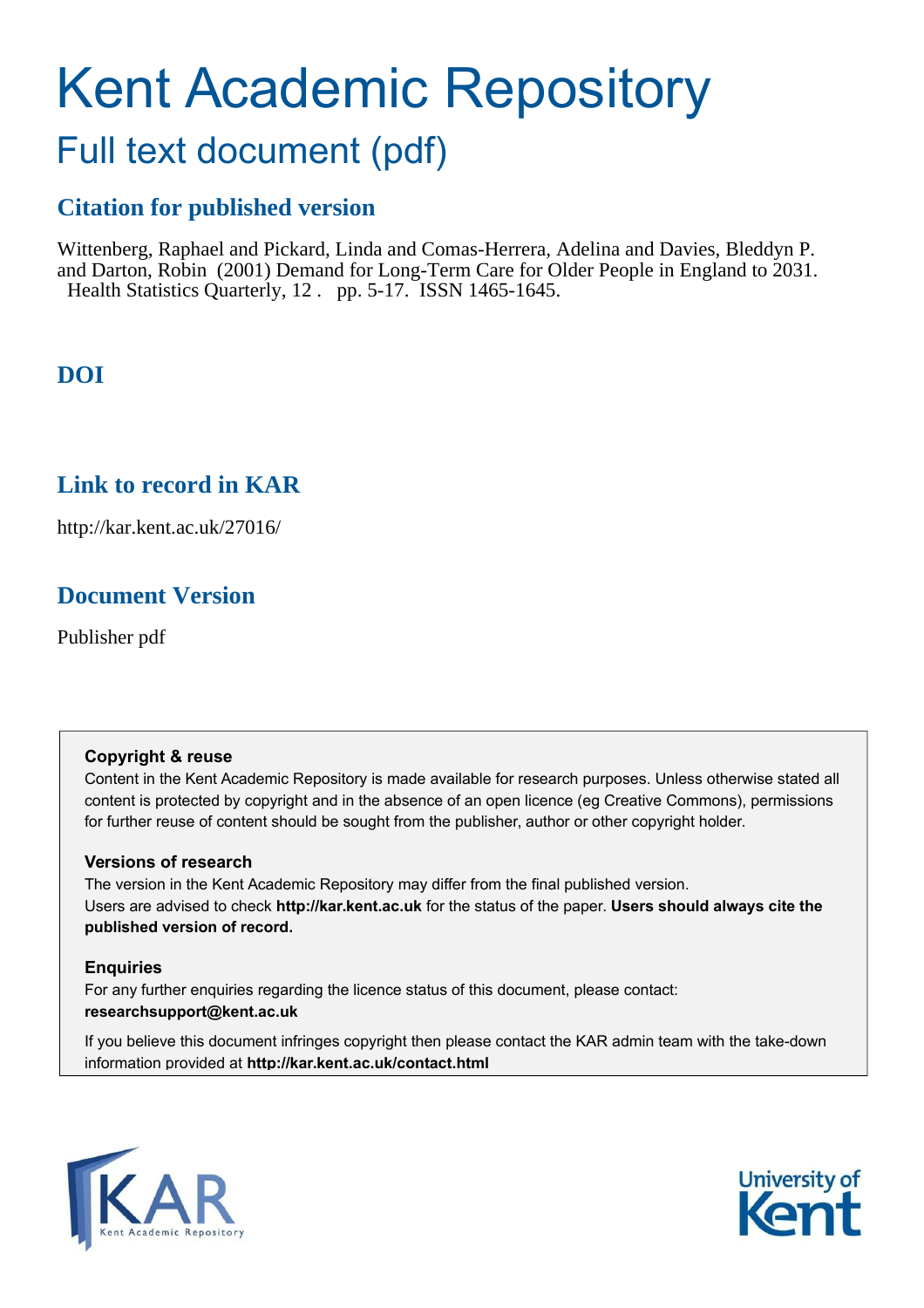# Kent Academic Repository

## Full text document (pdf)

### Citation for published version

Wittenberg, Raphael and Pickard, Linda and Comas-Herrera, Adelina and Davies, Bleddyn P. and Darton, Robin (2001) Demand for Long-Term Care for Older People in England to 2031. Health Statistics Quarterly, 12 . pp. 5-17. ISSN 1465-1645.

### DOI

### Link to record in KAR

http://kar.kent.ac.uk/27016/

### Document Version

Publisher pdf

**Copyright & reuse**

Content in the Kent Academic Repository is made available for research purposes. Unless otherwise stated all content is protected by copyright and in the absence of an open licence (eg Creative Commons), permissions for further reuse of content should be sought from the publisher, author or other copyright holder.

**Versions of research**

The version in the Kent Academic Repository may differ from the final published version. Users are advised to check **http://kar.kent.ac.uk** for the status of the paper. **Users should always cite the published version of record.**

**Enquiries**

For any further enquiries regarding the licence status of this document, please contact: **researchsupport@kent.ac.uk**

If you believe this document infringes copyright then please contact the KAR admin team with the take-down information provided at **http://kar.kent.ac.uk/contact.html**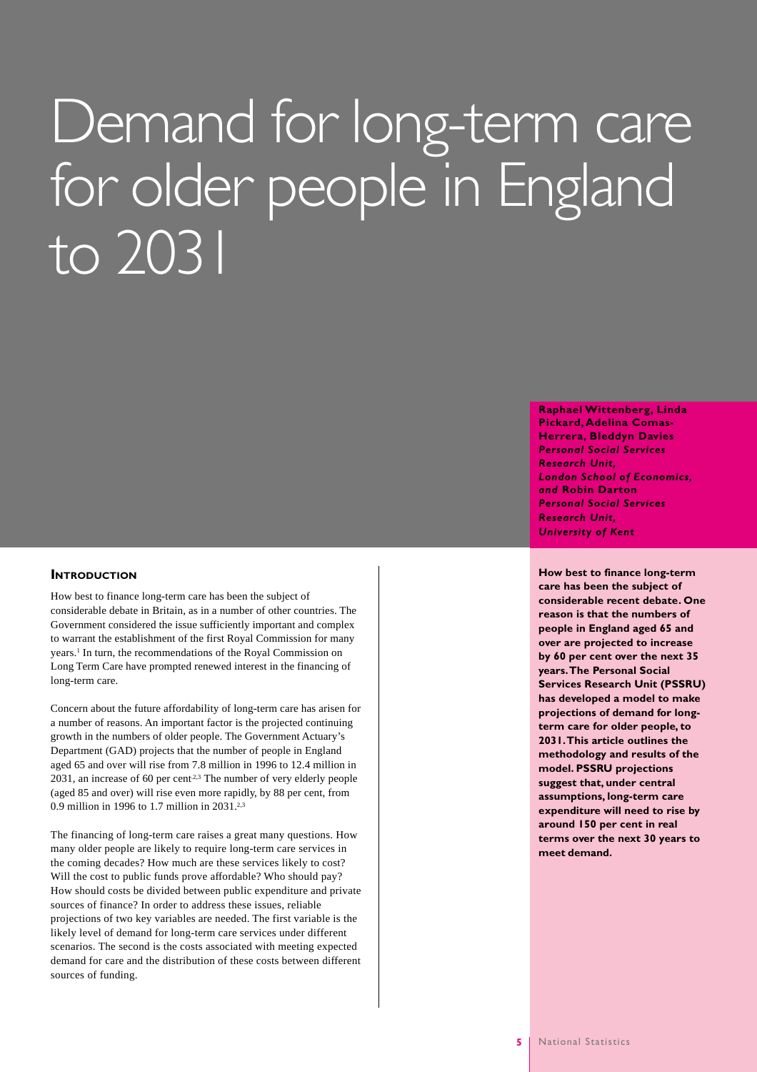# Demand for long-term care for older people in England to 2031

**Raphael Wittenberg, Linda Pickard, Adelina Comas-Herrera, Bleddyn Davies**
***Personal Social Services Research Unit, London School of Economics, and*** **Robin Darton**
***Personal Social Services Research Unit, University of Kent***

**How best to finance long-term care has been the subject of considerable recent debate. One reason is that the numbers of people in England aged 65 and over are projected to increase by 60 per cent over the next 35 years. The Personal Social Services Research Unit (PSSRU) has developed a model to make projections of demand for long-term care for older people, to 2031. This article outlines the methodology and results of the model. PSSRU projections suggest that, under central assumptions, long-term care expenditure will need to rise by around 150 per cent in real terms over the next 30 years to meet demand.**

## Introduction

How best to finance long-term care has been the subject of considerable debate in Britain, as in a number of other countries. The Government considered the issue sufficiently important and complex to warrant the establishment of the first Royal Commission for many years.[1] In turn, the recommendations of the Royal Commission on Long Term Care have prompted renewed interest in the financing of long-term care.

Concern about the future affordability of long-term care has arisen for a number of reasons. An important factor is the projected continuing growth in the numbers of older people. The Government Actuary's Department (GAD) projects that the number of people in England aged 65 and over will rise from 7.8 million in 1996 to 12.4 million in 2031, an increase of 60 per cent[2,3] The number of very elderly people (aged 85 and over) will rise even more rapidly, by 88 per cent, from 0.9 million in 1996 to 1.7 million in 2031.[2,3]

The financing of long-term care raises a great many questions. How many older people are likely to require long-term care services in the coming decades? How much are these services likely to cost? Will the cost to public funds prove affordable? Who should pay? How should costs be divided between public expenditure and private sources of finance? In order to address these issues, reliable projections of two key variables are needed. The first variable is the likely level of demand for long-term care services under different scenarios. The second is the costs associated with meeting expected demand for care and the distribution of these costs between different sources of funding.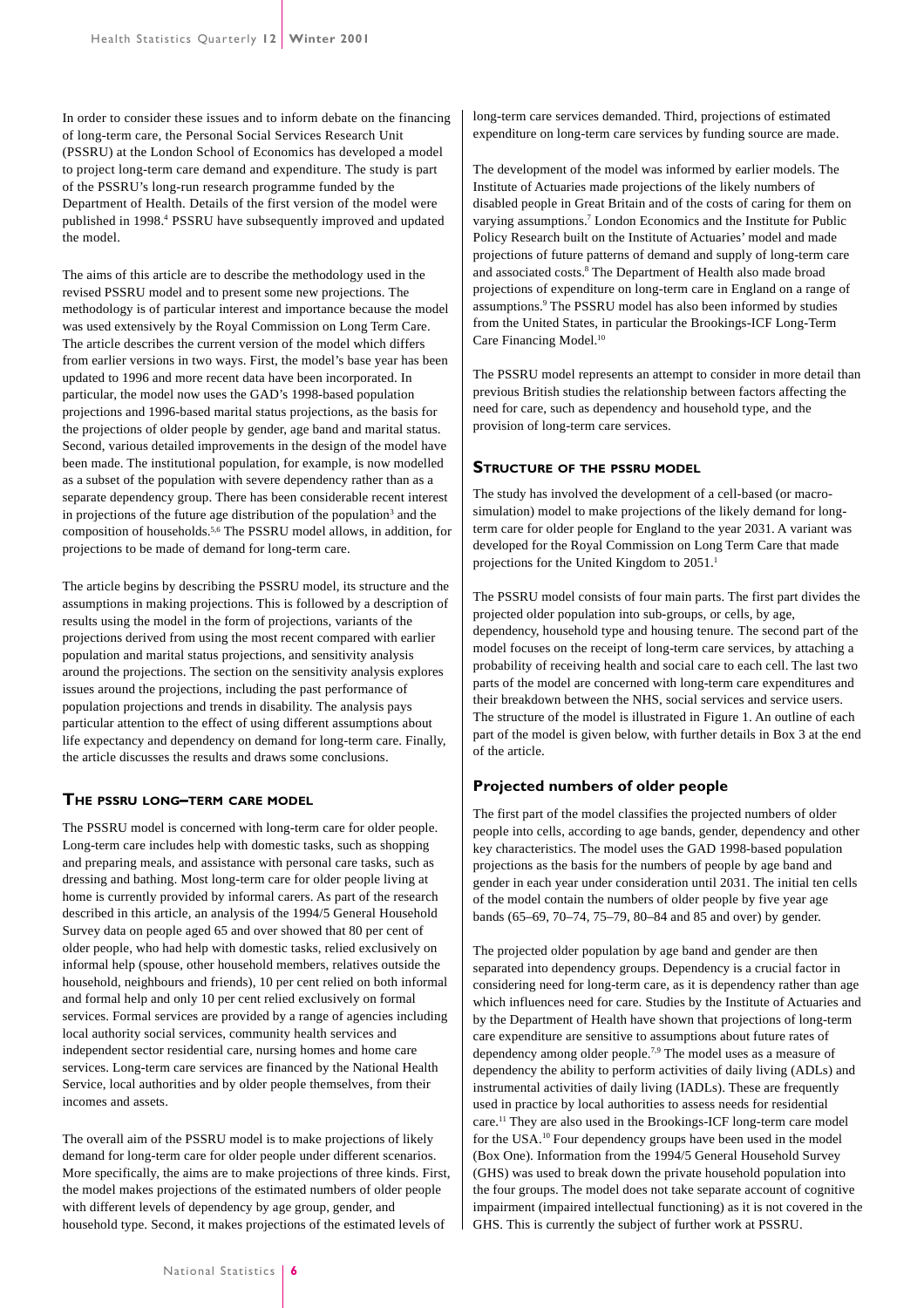In order to consider these issues and to inform debate on the financing of long-term care, the Personal Social Services Research Unit (PSSRU) at the London School of Economics has developed a model to project long-term care demand and expenditure. The study is part of the PSSRU's long-run research programme funded by the Department of Health. Details of the first version of the model were published in 1998.[4] PSSRU have subsequently improved and updated the model.

The aims of this article are to describe the methodology used in the revised PSSRU model and to present some new projections. The methodology is of particular interest and importance because the model was used extensively by the Royal Commission on Long Term Care. The article describes the current version of the model which differs from earlier versions in two ways. First, the model's base year has been updated to 1996 and more recent data have been incorporated. In particular, the model now uses the GAD's 1998-based population projections and 1996-based marital status projections, as the basis for the projections of older people by gender, age band and marital status. Second, various detailed improvements in the design of the model have been made. The institutional population, for example, is now modelled as a subset of the population with severe dependency rather than as a separate dependency group. There has been considerable recent interest in projections of the future age distribution of the population[3] and the composition of households.[5,6] The PSSRU model allows, in addition, for projections to be made of demand for long-term care.

The article begins by describing the PSSRU model, its structure and the assumptions in making projections. This is followed by a description of results using the model in the form of projections, variants of the projections derived from using the most recent compared with earlier population and marital status projections, and sensitivity analysis around the projections. The section on the sensitivity analysis explores issues around the projections, including the past performance of population projections and trends in disability. The analysis pays particular attention to the effect of using different assumptions about life expectancy and dependency on demand for long-term care. Finally, the article discusses the results and draws some conclusions.

## The PSSRU long–term care model

The PSSRU model is concerned with long-term care for older people. Long-term care includes help with domestic tasks, such as shopping and preparing meals, and assistance with personal care tasks, such as dressing and bathing. Most long-term care for older people living at home is currently provided by informal carers. As part of the research described in this article, an analysis of the 1994/5 General Household Survey data on people aged 65 and over showed that 80 per cent of older people, who had help with domestic tasks, relied exclusively on informal help (spouse, other household members, relatives outside the household, neighbours and friends), 10 per cent relied on both informal and formal help and only 10 per cent relied exclusively on formal services. Formal services are provided by a range of agencies including local authority social services, community health services and independent sector residential care, nursing homes and home care services. Long-term care services are financed by the National Health Service, local authorities and by older people themselves, from their incomes and assets.

The overall aim of the PSSRU model is to make projections of likely demand for long-term care for older people under different scenarios. More specifically, the aims are to make projections of three kinds. First, the model makes projections of the estimated numbers of older people with different levels of dependency by age group, gender, and household type. Second, it makes projections of the estimated levels of long-term care services demanded. Third, projections of estimated expenditure on long-term care services by funding source are made.

The development of the model was informed by earlier models. The Institute of Actuaries made projections of the likely numbers of disabled people in Great Britain and of the costs of caring for them on varying assumptions.[7] London Economics and the Institute for Public Policy Research built on the Institute of Actuaries' model and made projections of future patterns of demand and supply of long-term care and associated costs.[8] The Department of Health also made broad projections of expenditure on long-term care in England on a range of assumptions.[9] The PSSRU model has also been informed by studies from the United States, in particular the Brookings-ICF Long-Term Care Financing Model.[10]

The PSSRU model represents an attempt to consider in more detail than previous British studies the relationship between factors affecting the need for care, such as dependency and household type, and the provision of long-term care services.

## Structure of the PSSRU model

The study has involved the development of a cell-based (or macro-simulation) model to make projections of the likely demand for long-term care for older people for England to the year 2031. A variant was developed for the Royal Commission on Long Term Care that made projections for the United Kingdom to 2051.[1]

The PSSRU model consists of four main parts. The first part divides the projected older population into sub-groups, or cells, by age, dependency, household type and housing tenure. The second part of the model focuses on the receipt of long-term care services, by attaching a probability of receiving health and social care to each cell. The last two parts of the model are concerned with long-term care expenditures and their breakdown between the NHS, social services and service users. The structure of the model is illustrated in Figure 1. An outline of each part of the model is given below, with further details in Box 3 at the end of the article.

### Projected numbers of older people

The first part of the model classifies the projected numbers of older people into cells, according to age bands, gender, dependency and other key characteristics. The model uses the GAD 1998-based population projections as the basis for the numbers of people by age band and gender in each year under consideration until 2031. The initial ten cells of the model contain the numbers of older people by five year age bands (65–69, 70–74, 75–79, 80–84 and 85 and over) by gender.

The projected older population by age band and gender are then separated into dependency groups. Dependency is a crucial factor in considering need for long-term care, as it is dependency rather than age which influences need for care. Studies by the Institute of Actuaries and by the Department of Health have shown that projections of long-term care expenditure are sensitive to assumptions about future rates of dependency among older people.[7,9] The model uses as a measure of dependency the ability to perform activities of daily living (ADLs) and instrumental activities of daily living (IADLs). These are frequently used in practice by local authorities to assess needs for residential care.[11] They are also used in the Brookings-ICF long-term care model for the USA.[10] Four dependency groups have been used in the model (Box One). Information from the 1994/5 General Household Survey (GHS) was used to break down the private household population into the four groups. The model does not take separate account of cognitive impairment (impaired intellectual functioning) as it is not covered in the GHS. This is currently the subject of further work at PSSRU.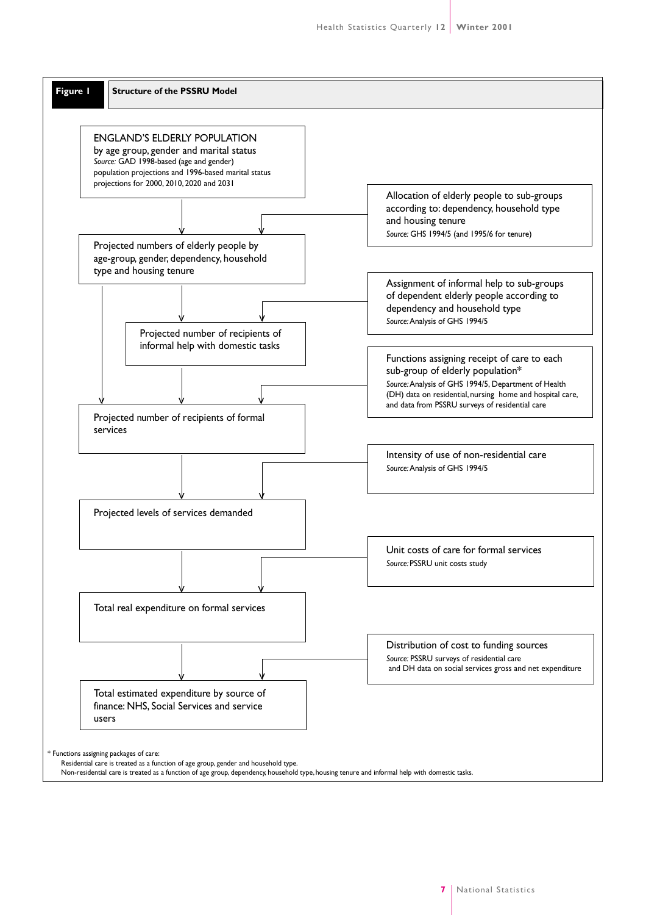**Figure 1** **Structure of the PSSRU Model**

ENGLAND'S ELDERLY POPULATION
by age group, gender and marital status
*Source:* GAD 1998-based (age and gender) population projections and 1996-based marital status projections for 2000, 2010, 2020 and 2031

Allocation of elderly people to sub-groups according to: dependency, household type and housing tenure
*Source:* GHS 1994/5 (and 1995/6 for tenure)

Projected numbers of elderly people by age-group, gender, dependency, household type and housing tenure

Assignment of informal help to sub-groups of dependent elderly people according to dependency and household type
*Source:* Analysis of GHS 1994/5

Projected number of recipients of informal help with domestic tasks

Functions assigning receipt of care to each sub-group of elderly population*
*Source:* Analysis of GHS 1994/5, Department of Health (DH) data on residential, nursing home and hospital care, and data from PSSRU surveys of residential care

Projected number of recipients of formal services

Intensity of use of non-residential care
*Source:* Analysis of GHS 1994/5

Projected levels of services demanded

Unit costs of care for formal services
*Source:* PSSRU unit costs study

Total real expenditure on formal services

Distribution of cost to funding sources
*Source:* PSSRU surveys of residential care and DH data on social services gross and net expenditure

Total estimated expenditure by source of finance: NHS, Social Services and service users

\* Functions assigning packages of care:
Residential care is treated as a function of age group, gender and household type.
Non-residential care is treated as a function of age group, dependency, household type, housing tenure and informal help with domestic tasks.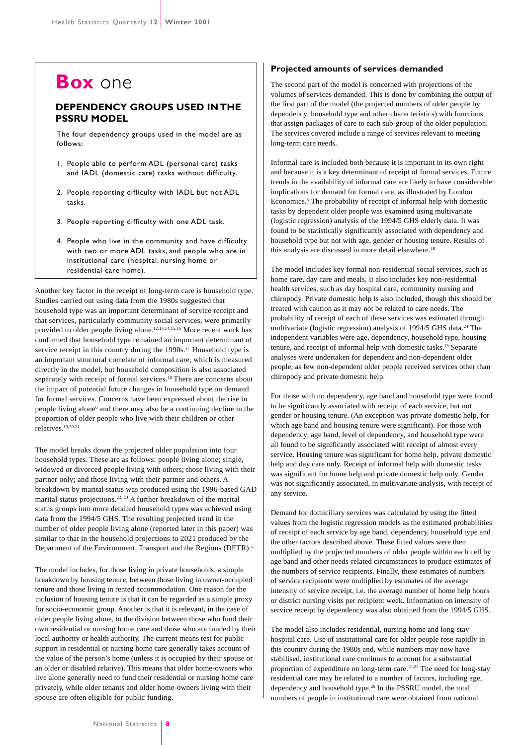## Box one

### DEPENDENCY GROUPS USED IN THE PSSRU MODEL

The four dependency groups used in the model are as follows:

1. People able to perform ADL (personal care) tasks and IADL (domestic care) tasks without difficulty.
2. People reporting difficulty with IADL but not ADL tasks.
3. People reporting difficulty with one ADL task.
4. People who live in the community and have difficulty with two or more ADL tasks, and people who are in institutional care (hospital, nursing home or residential care home).

Another key factor in the receipt of long-term care is household type. Studies carried out using data from the 1980s suggested that household type was an important determinant of service receipt and that services, particularly community social services, were primarily provided to older people living alone.[12,13,14,15,16] More recent work has confirmed that household type remained an important determinant of service receipt in this country during the 1990s.[17] Household type is an important structural correlate of informal care, which is measured directly in the model, but household composition is also associated separately with receipt of formal services.[18] There are concerns about the impact of potential future changes in household type on demand for formal services. Concerns have been expressed about the rise in people living alone[6] and there may also be a continuing decline in the proportion of older people who live with their children or other relatives.[19,20,21]

The model breaks down the projected older population into four household types. These are as follows: people living alone; single, widowed or divorced people living with others; those living with their partner only; and those living with their partner and others. A breakdown by marital status was produced using the 1996-based GAD marital status projections.[22, 23] A further breakdown of the marital status groups into more detailed household types was achieved using data from the 1994/5 GHS. The resulting projected trend in the number of older people living alone (reported later in this paper) was similar to that in the household projections to 2021 produced by the Department of the Environment, Transport and the Regions (DETR).[5]

The model includes, for those living in private households, a simple breakdown by housing tenure, between those living in owner-occupied tenure and those living in rented accommodation. One reason for the inclusion of housing tenure is that it can be regarded as a simple proxy for socio-economic group. Another is that it is relevant, in the case of older people living alone, to the division between those who fund their own residential or nursing home care and those who are funded by their local authority or health authority. The current means test for public support in residential or nursing home care generally takes account of the value of the person's home (unless it is occupied by their spouse or an older or disabled relative). This means that older home-owners who live alone generally need to fund their residential or nursing home care privately, while older tenants and older home-owners living with their spouse are often eligible for public funding.

### Projected amounts of services demanded

The second part of the model is concerned with projections of the volumes of services demanded. This is done by combining the output of the first part of the model (the projected numbers of older people by dependency, household type and other characteristics) with functions that assign packages of care to each sub-group of the older population. The services covered include a range of services relevant to meeting long-term care needs.

Informal care is included both because it is important in its own right and because it is a key determinant of receipt of formal services. Future trends in the availability of informal care are likely to have considerable implications for demand for formal care, as illustrated by London Economics.[8] The probability of receipt of informal help with domestic tasks by dependent older people was examined using multivariate (logistic regression) analysis of the 1994/5 GHS elderly data. It was found to be statistically significantly associated with dependency and household type but not with age, gender or housing tenure. Results of this analysis are discussed in more detail elsewhere.[18]

The model includes key formal non-residential social services, such as home care, day care and meals. It also includes key non-residential health services, such as day hospital care, community nursing and chiropody. Private domestic help is also included, though this should be treated with caution as it may not be related to care needs. The probability of receipt of each of these services was estimated through multivariate (logistic regression) analysis of 1994/5 GHS data.[24] The independent variables were age, dependency, household type, housing tenure, and receipt of informal help with domestic tasks.[13] Separate analyses were undertaken for dependent and non-dependent older people, as few non-dependent older people received services other than chiropody and private domestic help.

For those with no dependency, age band and household type were found to be significantly associated with receipt of each service, but not gender or housing tenure. (An exception was private domestic help, for which age band and housing tenure were significant). For those with dependency, age band, level of dependency, and household type were all found to be significantly associated with receipt of almost every service. Housing tenure was significant for home help, private domestic help and day care only. Receipt of informal help with domestic tasks was significant for home help and private domestic help only. Gender was not significantly associated, in multivariate analysis, with receipt of any service.

Demand for domiciliary services was calculated by using the fitted values from the logistic regression models as the estimated probabilities of receipt of each service by age band, dependency, household type and the other factors described above. These fitted values were then multiplied by the projected numbers of older people within each cell by age band and other needs-related circumstances to produce estimates of the numbers of service recipients. Finally, these estimates of numbers of service recipients were multiplied by estimates of the average intensity of service receipt, i.e. the average number of home help hours or district nursing visits per recipient week. Information on intensity of service receipt by dependency was also obtained from the 1994/5 GHS.

The model also includes residential, nursing home and long-stay hospital care. Use of institutional care for older people rose rapidly in this country during the 1980s and, while numbers may now have stabilised, institutional care continues to account for a substantial proportion of expenditure on long-term care.[21,25] The need for long-stay residential care may be related to a number of factors, including age, dependency and household type.[26] In the PSSRU model, the total numbers of people in institutional care were obtained from national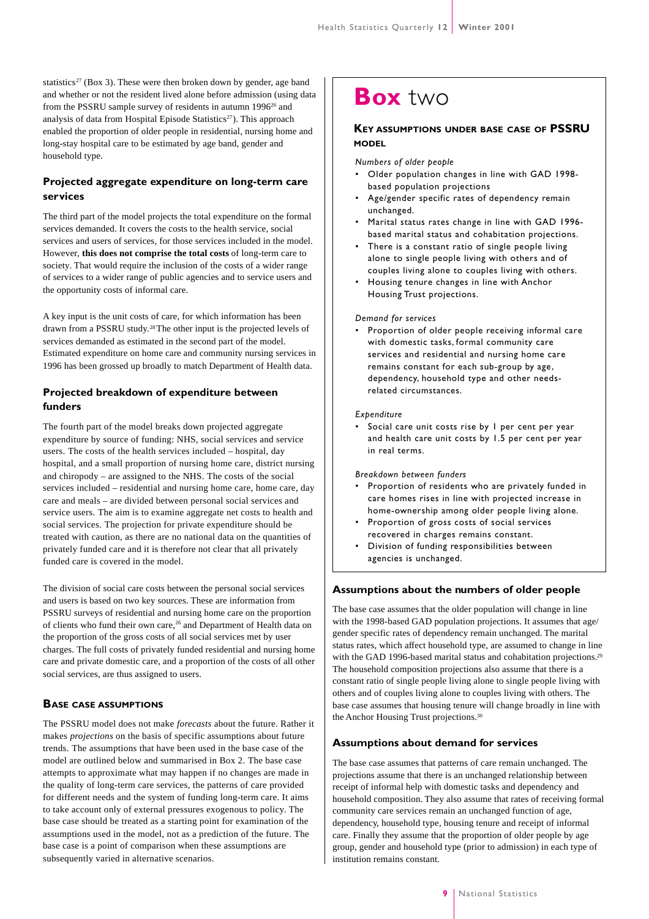statistics[27] (Box 3). These were then broken down by gender, age band and whether or not the resident lived alone before admission (using data from the PSSRU sample survey of residents in autumn 1996[26] and analysis of data from Hospital Episode Statistics[27]). This approach enabled the proportion of older people in residential, nursing home and long-stay hospital care to be estimated by age band, gender and household type.

### Projected aggregate expenditure on long-term care services

The third part of the model projects the total expenditure on the formal services demanded. It covers the costs to the health service, social services and users of services, for those services included in the model. However, **this does not comprise the total costs** of long-term care to society. That would require the inclusion of the costs of a wider range of services to a wider range of public agencies and to service users and the opportunity costs of informal care.

A key input is the unit costs of care, for which information has been drawn from a PSSRU study.[28] The other input is the projected levels of services demanded as estimated in the second part of the model. Estimated expenditure on home care and community nursing services in 1996 has been grossed up broadly to match Department of Health data.

### Projected breakdown of expenditure between funders

The fourth part of the model breaks down projected aggregate expenditure by source of funding: NHS, social services and service users. The costs of the health services included – hospital, day hospital, and a small proportion of nursing home care, district nursing and chiropody – are assigned to the NHS. The costs of the social services included – residential and nursing home care, home care, day care and meals – are divided between personal social services and service users. The aim is to examine aggregate net costs to health and social services. The projection for private expenditure should be treated with caution, as there are no national data on the quantities of privately funded care and it is therefore not clear that all privately funded care is covered in the model.

The division of social care costs between the personal social services and users is based on two key sources. These are information from PSSRU surveys of residential and nursing home care on the proportion of clients who fund their own care,[26] and Department of Health data on the proportion of the gross costs of all social services met by user charges. The full costs of privately funded residential and nursing home care and private domestic care, and a proportion of the costs of all other social services, are thus assigned to users.

## Base case assumptions

The PSSRU model does not make *forecasts* about the future. Rather it makes *projections* on the basis of specific assumptions about future trends. The assumptions that have been used in the base case of the model are outlined below and summarised in Box 2. The base case attempts to approximate what may happen if no changes are made in the quality of long-term care services, the patterns of care provided for different needs and the system of funding long-term care. It aims to take account only of external pressures exogenous to policy. The base case should be treated as a starting point for examination of the assumptions used in the model, not as a prediction of the future. The base case is a point of comparison when these assumptions are subsequently varied in alternative scenarios.

> ## Box two
>
> ### Key assumptions under base case of PSSRU model
>
> *Numbers of older people*
>
> - Older population changes in line with GAD 1998-based population projections
> - Age/gender specific rates of dependency remain unchanged.
> - Marital status rates change in line with GAD 1996-based marital status and cohabitation projections.
> - There is a constant ratio of single people living alone to single people living with others and of couples living alone to couples living with others.
> - Housing tenure changes in line with Anchor Housing Trust projections.
>
> *Demand for services*
>
> - Proportion of older people receiving informal care with domestic tasks, formal community care services and residential and nursing home care remains constant for each sub-group by age, dependency, household type and other needs-related circumstances.
>
> *Expenditure*
>
> - Social care unit costs rise by 1 per cent per year and health care unit costs by 1.5 per cent per year in real terms.
>
> *Breakdown between funders*
>
> - Proportion of residents who are privately funded in care homes rises in line with projected increase in home-ownership among older people living alone.
> - Proportion of gross costs of social services recovered in charges remains constant.
> - Division of funding responsibilities between agencies is unchanged.

### Assumptions about the numbers of older people

The base case assumes that the older population will change in line with the 1998-based GAD population projections. It assumes that age/gender specific rates of dependency remain unchanged. The marital status rates, which affect household type, are assumed to change in line with the GAD 1996-based marital status and cohabitation projections.[29] The household composition projections also assume that there is a constant ratio of single people living alone to single people living with others and of couples living alone to couples living with others. The base case assumes that housing tenure will change broadly in line with the Anchor Housing Trust projections.[30]

### Assumptions about demand for services

The base case assumes that patterns of care remain unchanged. The projections assume that there is an unchanged relationship between receipt of informal help with domestic tasks and dependency and household composition. They also assume that rates of receiving formal community care services remain an unchanged function of age, dependency, household type, housing tenure and receipt of informal care. Finally they assume that the proportion of older people by age group, gender and household type (prior to admission) in each type of institution remains constant.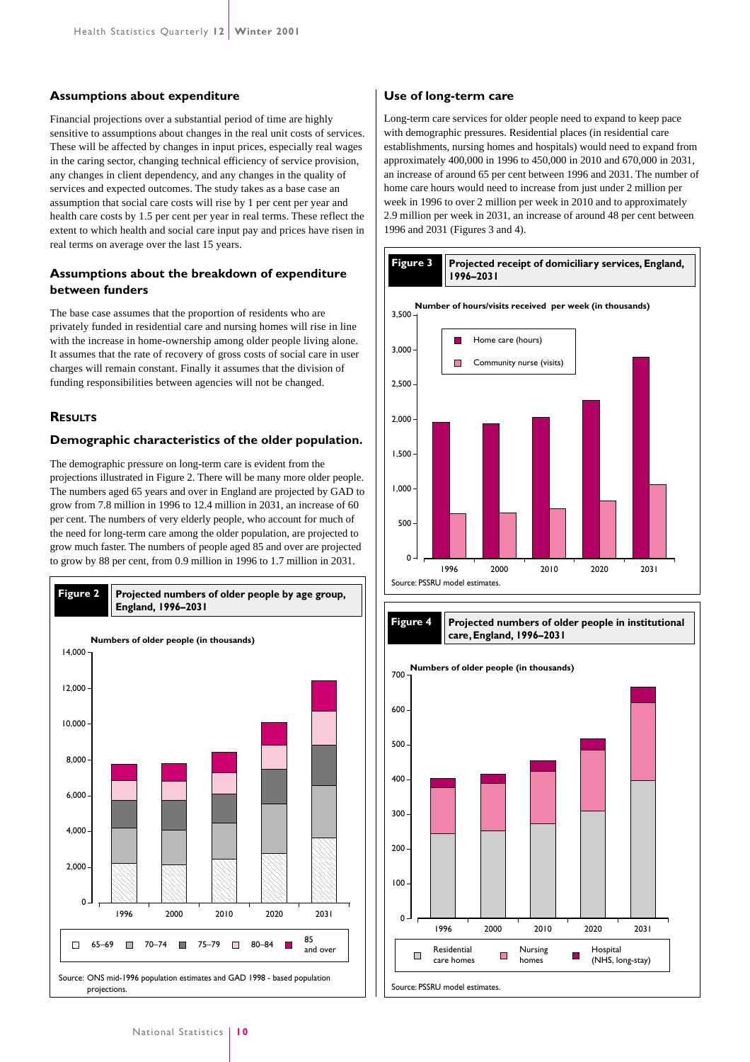### Assumptions about expenditure

Financial projections over a substantial period of time are highly sensitive to assumptions about changes in the real unit costs of services. These will be affected by changes in input prices, especially real wages in the caring sector, changing technical efficiency of service provision, any changes in client dependency, and any changes in the quality of services and expected outcomes. The study takes as a base case an assumption that social care costs will rise by 1 per cent per year and health care costs by 1.5 per cent per year in real terms. These reflect the extent to which health and social care input pay and prices have risen in real terms on average over the last 15 years.

### Assumptions about the breakdown of expenditure between funders

The base case assumes that the proportion of residents who are privately funded in residential care and nursing homes will rise in line with the increase in home-ownership among older people living alone. It assumes that the rate of recovery of gross costs of social care in user charges will remain constant. Finally it assumes that the division of funding responsibilities between agencies will not be changed.

## Results

### Demographic characteristics of the older population.

The demographic pressure on long-term care is evident from the projections illustrated in Figure 2. There will be many more older people. The numbers aged 65 years and over in England are projected by GAD to grow from 7.8 million in 1996 to 12.4 million in 2031, an increase of 60 per cent. The numbers of very elderly people, who account for much of the need for long-term care among the older population, are projected to grow much faster. The numbers of people aged 85 and over are projected to grow by 88 per cent, from 0.9 million in 1996 to 1.7 million in 2031.

**Figure 2** Projected numbers of older people by age group, England, 1996–2031

Source: ONS mid-1996 population estimates and GAD 1998 - based population projections.

### Use of long-term care

Long-term care services for older people need to expand to keep pace with demographic pressures. Residential places (in residential care establishments, nursing homes and hospitals) would need to expand from approximately 400,000 in 1996 to 450,000 in 2010 and 670,000 in 2031, an increase of around 65 per cent between 1996 and 2031. The number of home care hours would need to increase from just under 2 million per week in 1996 to over 2 million per week in 2010 and to approximately 2.9 million per week in 2031, an increase of around 48 per cent between 1996 and 2031 (Figures 3 and 4).

**Figure 3** Projected receipt of domiciliary services, England, 1996–2031

Source: PSSRU model estimates.

**Figure 4** Projected numbers of older people in institutional care, England, 1996–2031

Source: PSSRU model estimates.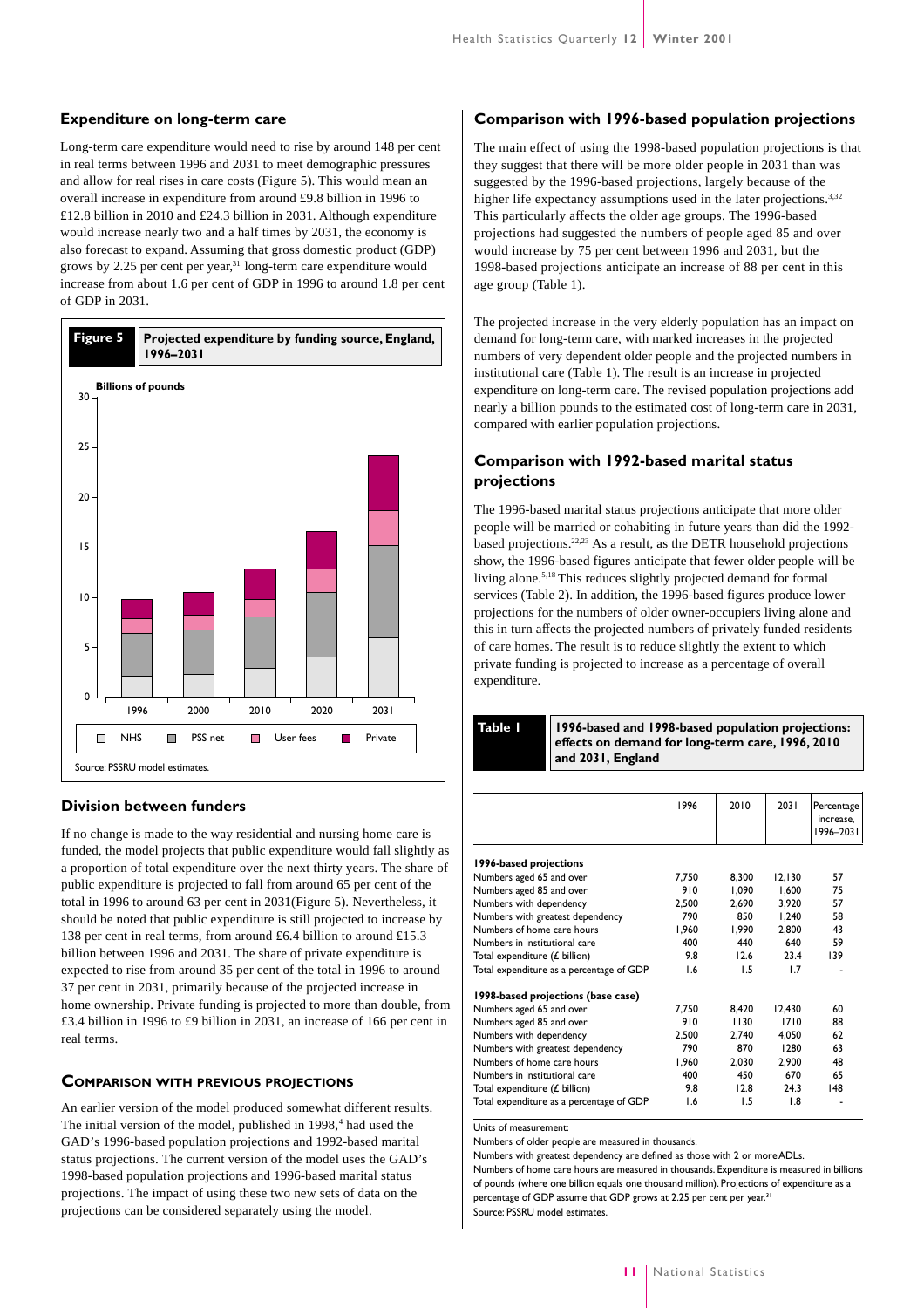## Expenditure on long-term care

Long-term care expenditure would need to rise by around 148 per cent in real terms between 1996 and 2031 to meet demographic pressures and allow for real rises in care costs (Figure 5). This would mean an overall increase in expenditure from around £9.8 billion in 1996 to £12.8 billion in 2010 and £24.3 billion in 2031. Although expenditure would increase nearly two and a half times by 2031, the economy is also forecast to expand. Assuming that gross domestic product (GDP) grows by 2.25 per cent per year,[31] long-term care expenditure would increase from about 1.6 per cent of GDP in 1996 to around 1.8 per cent of GDP in 2031.

**Figure 5** Projected expenditure by funding source, England, 1996–2031

Billions of pounds

Legend: NHS, PSS net, User fees, Private

Source: PSSRU model estimates.

## Division between funders

If no change is made to the way residential and nursing home care is funded, the model projects that public expenditure would fall slightly as a proportion of total expenditure over the next thirty years. The share of public expenditure is projected to fall from around 65 per cent of the total in 1996 to around 63 per cent in 2031(Figure 5). Nevertheless, it should be noted that public expenditure is still projected to increase by 138 per cent in real terms, from around £6.4 billion to around £15.3 billion between 1996 and 2031. The share of private expenditure is expected to rise from around 35 per cent of the total in 1996 to around 37 per cent in 2031, primarily because of the projected increase in home ownership. Private funding is projected to more than double, from £3.4 billion in 1996 to £9 billion in 2031, an increase of 166 per cent in real terms.

## Comparison with previous projections

An earlier version of the model produced somewhat different results. The initial version of the model, published in 1998,[4] had used the GAD's 1996-based population projections and 1992-based marital status projections. The current version of the model uses the GAD's 1998-based population projections and 1996-based marital status projections. The impact of using these two new sets of data on the projections can be considered separately using the model.

## Comparison with 1996-based population projections

The main effect of using the 1998-based population projections is that they suggest that there will be more older people in 2031 than was suggested by the 1996-based projections, largely because of the higher life expectancy assumptions used in the later projections.[3,32] This particularly affects the older age groups. The 1996-based projections had suggested the numbers of people aged 85 and over would increase by 75 per cent between 1996 and 2031, but the 1998-based projections anticipate an increase of 88 per cent in this age group (Table 1).

The projected increase in the very elderly population has an impact on demand for long-term care, with marked increases in the projected numbers of very dependent older people and the projected numbers in institutional care (Table 1). The result is an increase in projected expenditure on long-term care. The revised population projections add nearly a billion pounds to the estimated cost of long-term care in 2031, compared with earlier population projections.

## Comparison with 1992-based marital status projections

The 1996-based marital status projections anticipate that more older people will be married or cohabiting in future years than did the 1992-based projections.[22,23] As a result, as the DETR household projections show, the 1996-based figures anticipate that fewer older people will be living alone.[5,18] This reduces slightly projected demand for formal services (Table 2). In addition, the 1996-based figures produce lower projections for the numbers of older owner-occupiers living alone and this in turn affects the projected numbers of privately funded residents of care homes. The result is to reduce slightly the extent to which private funding is projected to increase as a percentage of overall expenditure.

**Table 1** 1996-based and 1998-based population projections: effects on demand for long-term care, 1996, 2010 and 2031, England

| | 1996 | 2010 | 2031 | Percentage increase, 1996–2031 |
|---|---|---|---|---|
| **1996-based projections** | | | | |
| Numbers aged 65 and over | 7,750 | 8,300 | 12,130 | 57 |
| Numbers aged 85 and over | 910 | 1,090 | 1,600 | 75 |
| Numbers with dependency | 2,500 | 2,690 | 3,920 | 57 |
| Numbers with greatest dependency | 790 | 850 | 1,240 | 58 |
| Numbers of home care hours | 1,960 | 1,990 | 2,800 | 43 |
| Numbers in institutional care | 400 | 440 | 640 | 59 |
| Total expenditure (£ billion) | 9.8 | 12.6 | 23.4 | 139 |
| Total expenditure as a percentage of GDP | 1.6 | 1.5 | 1.7 | - |
| **1998-based projections (base case)** | | | | |
| Numbers aged 65 and over | 7,750 | 8,420 | 12,430 | 60 |
| Numbers aged 85 and over | 910 | 1130 | 1710 | 88 |
| Numbers with dependency | 2,500 | 2,740 | 4,050 | 62 |
| Numbers with greatest dependency | 790 | 870 | 1280 | 63 |
| Numbers of home care hours | 1,960 | 2,030 | 2,900 | 48 |
| Numbers in institutional care | 400 | 450 | 670 | 65 |
| Total expenditure (£ billion) | 9.8 | 12.8 | 24.3 | 148 |
| Total expenditure as a percentage of GDP | 1.6 | 1.5 | 1.8 | - |

Units of measurement:

Numbers of older people are measured in thousands.

Numbers with greatest dependency are defined as those with 2 or more ADLs.

Numbers of home care hours are measured in thousands. Expenditure is measured in billions of pounds (where one billion equals one thousand million). Projections of expenditure as a percentage of GDP assume that GDP grows at 2.25 per cent per year.[31]

Source: PSSRU model estimates.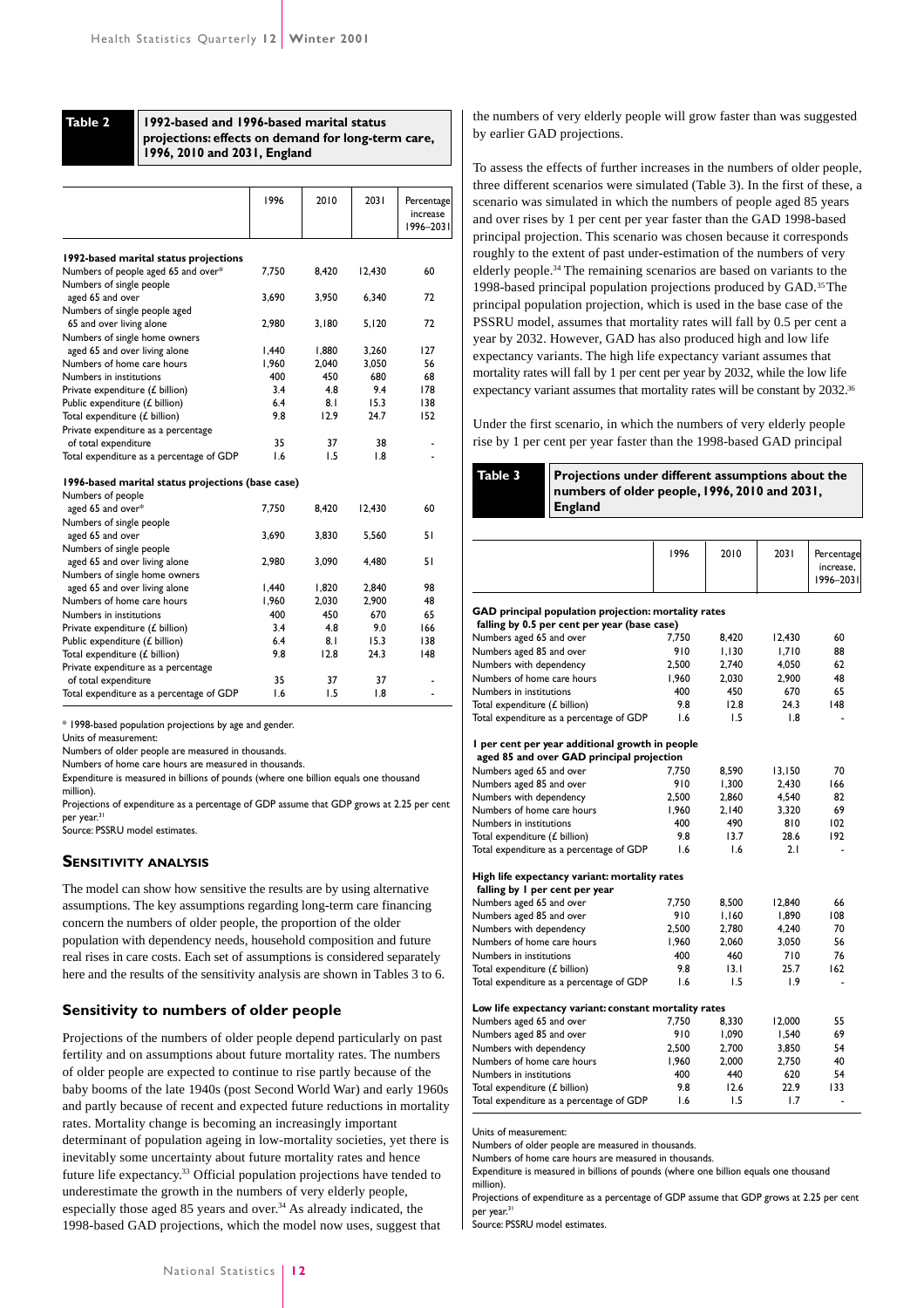**Table 2** **1992-based and 1996-based marital status projections: effects on demand for long-term care, 1996, 2010 and 2031, England**

| | 1996 | 2010 | 2031 | Percentage increase 1996–2031 |
|---|---|---|---|---|
| **1992-based marital status projections** | | | | |
| Numbers of people aged 65 and over* | 7,750 | 8,420 | 12,430 | 60 |
| Numbers of single people aged 65 and over | 3,690 | 3,950 | 6,340 | 72 |
| Numbers of single people aged 65 and over living alone | 2,980 | 3,180 | 5,120 | 72 |
| Numbers of single home owners aged 65 and over living alone | 1,440 | 1,880 | 3,260 | 127 |
| Numbers of home care hours | 1,960 | 2,040 | 3,050 | 56 |
| Numbers in institutions | 400 | 450 | 680 | 68 |
| Private expenditure (£ billion) | 3.4 | 4.8 | 9.4 | 178 |
| Public expenditure (£ billion) | 6.4 | 8.1 | 15.3 | 138 |
| Total expenditure (£ billion) | 9.8 | 12.9 | 24.7 | 152 |
| Private expenditure as a percentage of total expenditure | 35 | 37 | 38 | - |
| Total expenditure as a percentage of GDP | 1.6 | 1.5 | 1.8 | - |
| **1996-based marital status projections (base case)** | | | | |
| Numbers of people aged 65 and over* | 7,750 | 8,420 | 12,430 | 60 |
| Numbers of single people aged 65 and over | 3,690 | 3,830 | 5,560 | 51 |
| Numbers of single people aged 65 and over living alone | 2,980 | 3,090 | 4,480 | 51 |
| Numbers of single home owners aged 65 and over living alone | 1,440 | 1,820 | 2,840 | 98 |
| Numbers of home care hours | 1,960 | 2,030 | 2,900 | 48 |
| Numbers in institutions | 400 | 450 | 670 | 65 |
| Private expenditure (£ billion) | 3.4 | 4.8 | 9.0 | 166 |
| Public expenditure (£ billion) | 6.4 | 8.1 | 15.3 | 138 |
| Total expenditure (£ billion) | 9.8 | 12.8 | 24.3 | 148 |
| Private expenditure as a percentage of total expenditure | 35 | 37 | 37 | - |
| Total expenditure as a percentage of GDP | 1.6 | 1.5 | 1.8 | - |

\* 1998-based population projections by age and gender.

Units of measurement:

Numbers of older people are measured in thousands.

Numbers of home care hours are measured in thousands.

Expenditure is measured in billions of pounds (where one billion equals one thousand million).

Projections of expenditure as a percentage of GDP assume that GDP grows at 2.25 per cent per year.[31]

Source: PSSRU model estimates.

## SENSITIVITY ANALYSIS

The model can show how sensitive the results are by using alternative assumptions. The key assumptions regarding long-term care financing concern the numbers of older people, the proportion of the older population with dependency needs, household composition and future real rises in care costs. Each set of assumptions is considered separately here and the results of the sensitivity analysis are shown in Tables 3 to 6.

### Sensitivity to numbers of older people

Projections of the numbers of older people depend particularly on past fertility and on assumptions about future mortality rates. The numbers of older people are expected to continue to rise partly because of the baby booms of the late 1940s (post Second World War) and early 1960s and partly because of recent and expected future reductions in mortality rates. Mortality change is becoming an increasingly important determinant of population ageing in low-mortality societies, yet there is inevitably some uncertainty about future mortality rates and hence future life expectancy.[33] Official population projections have tended to underestimate the growth in the numbers of very elderly people, especially those aged 85 years and over.[34] As already indicated, the 1998-based GAD projections, which the model now uses, suggest that the numbers of very elderly people will grow faster than was suggested by earlier GAD projections.

To assess the effects of further increases in the numbers of older people, three different scenarios were simulated (Table 3). In the first of these, a scenario was simulated in which the numbers of people aged 85 years and over rises by 1 per cent per year faster than the GAD 1998-based principal projection. This scenario was chosen because it corresponds roughly to the extent of past under-estimation of the numbers of very elderly people.[34] The remaining scenarios are based on variants to the 1998-based principal population projections produced by GAD.[35] The principal population projection, which is used in the base case of the PSSRU model, assumes that mortality rates will fall by 0.5 per cent a year by 2032. However, GAD has also produced high and low life expectancy variants. The high life expectancy variant assumes that mortality rates will fall by 1 per cent per year by 2032, while the low life expectancy variant assumes that mortality rates will be constant by 2032.[36]

Under the first scenario, in which the numbers of very elderly people rise by 1 per cent per year faster than the 1998-based GAD principal

**Table 3** **Projections under different assumptions about the numbers of older people, 1996, 2010 and 2031, England**

| | 1996 | 2010 | 2031 | Percentage increase, 1996–2031 |
|---|---|---|---|---|
| **GAD principal population projection: mortality rates falling by 0.5 per cent per year (base case)** | | | | |
| Numbers aged 65 and over | 7,750 | 8,420 | 12,430 | 60 |
| Numbers aged 85 and over | 910 | 1,130 | 1,710 | 88 |
| Numbers with dependency | 2,500 | 2,740 | 4,050 | 62 |
| Numbers of home care hours | 1,960 | 2,030 | 2,900 | 48 |
| Numbers in institutions | 400 | 450 | 670 | 65 |
| Total expenditure (£ billion) | 9.8 | 12.8 | 24.3 | 148 |
| Total expenditure as a percentage of GDP | 1.6 | 1.5 | 1.8 | - |
| **1 per cent per year additional growth in people aged 85 and over GAD principal projection** | | | | |
| Numbers aged 65 and over | 7,750 | 8,590 | 13,150 | 70 |
| Numbers aged 85 and over | 910 | 1,300 | 2,430 | 166 |
| Numbers with dependency | 2,500 | 2,860 | 4,540 | 82 |
| Numbers of home care hours | 1,960 | 2,140 | 3,320 | 69 |
| Numbers in institutions | 400 | 490 | 810 | 102 |
| Total expenditure (£ billion) | 9.8 | 13.7 | 28.6 | 192 |
| Total expenditure as a percentage of GDP | 1.6 | 1.6 | 2.1 | - |
| **High life expectancy variant: mortality rates falling by 1 per cent per year** | | | | |
| Numbers aged 65 and over | 7,750 | 8,500 | 12,840 | 66 |
| Numbers aged 85 and over | 910 | 1,160 | 1,890 | 108 |
| Numbers with dependency | 2,500 | 2,780 | 4,240 | 70 |
| Numbers of home care hours | 1,960 | 2,060 | 3,050 | 56 |
| Numbers in institutions | 400 | 460 | 710 | 76 |
| Total expenditure (£ billion) | 9.8 | 13.1 | 25.7 | 162 |
| Total expenditure as a percentage of GDP | 1.6 | 1.5 | 1.9 | - |
| **Low life expectancy variant: constant mortality rates** | | | | |
| Numbers aged 65 and over | 7,750 | 8,330 | 12,000 | 55 |
| Numbers aged 85 and over | 910 | 1,090 | 1,540 | 69 |
| Numbers with dependency | 2,500 | 2,700 | 3,850 | 54 |
| Numbers of home care hours | 1,960 | 2,000 | 2,750 | 40 |
| Numbers in institutions | 400 | 440 | 620 | 54 |
| Total expenditure (£ billion) | 9.8 | 12.6 | 22.9 | 133 |
| Total expenditure as a percentage of GDP | 1.6 | 1.5 | 1.7 | - |

Units of measurement:

Numbers of older people are measured in thousands.

Numbers of home care hours are measured in thousands.

Expenditure is measured in billions of pounds (where one billion equals one thousand million).

Projections of expenditure as a percentage of GDP assume that GDP grows at 2.25 per cent per year.[31]

Source: PSSRU model estimates.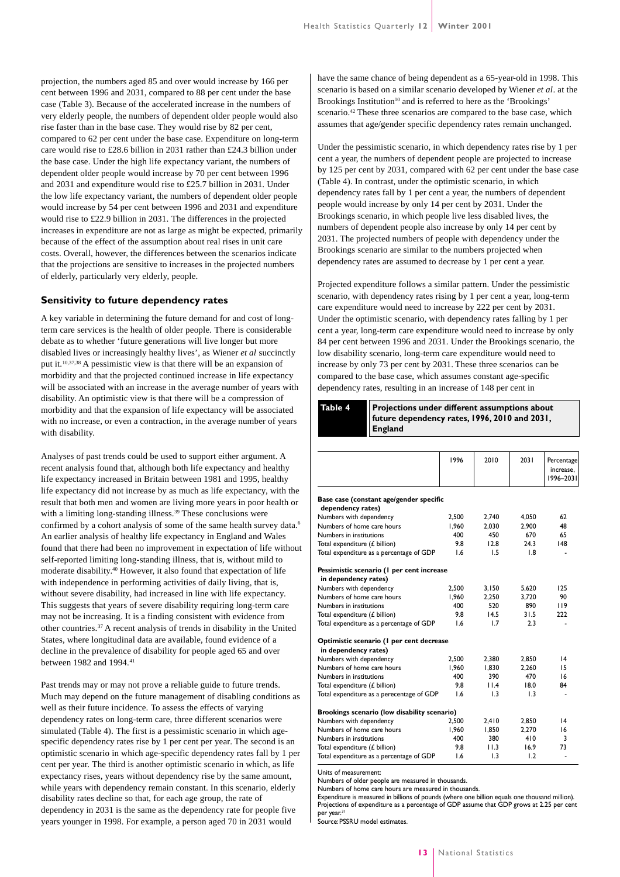projection, the numbers aged 85 and over would increase by 166 per cent between 1996 and 2031, compared to 88 per cent under the base case (Table 3). Because of the accelerated increase in the numbers of very elderly people, the numbers of dependent older people would also rise faster than in the base case. They would rise by 82 per cent, compared to 62 per cent under the base case. Expenditure on long-term care would rise to £28.6 billion in 2031 rather than £24.3 billion under the base case. Under the high life expectancy variant, the numbers of dependent older people would increase by 70 per cent between 1996 and 2031 and expenditure would rise to £25.7 billion in 2031. Under the low life expectancy variant, the numbers of dependent older people would increase by 54 per cent between 1996 and 2031 and expenditure would rise to £22.9 billion in 2031. The differences in the projected increases in expenditure are not as large as might be expected, primarily because of the effect of the assumption about real rises in unit care costs. Overall, however, the differences between the scenarios indicate that the projections are sensitive to increases in the projected numbers of elderly, particularly very elderly, people.

### Sensitivity to future dependency rates

A key variable in determining the future demand for and cost of long-term care services is the health of older people. There is considerable debate as to whether 'future generations will live longer but more disabled lives or increasingly healthy lives', as Wiener *et al* succinctly put it.[10,37,38] A pessimistic view is that there will be an expansion of morbidity and that the projected continued increase in life expectancy will be associated with an increase in the average number of years with disability. An optimistic view is that there will be a compression of morbidity and that the expansion of life expectancy will be associated with no increase, or even a contraction, in the average number of years with disability.

Analyses of past trends could be used to support either argument. A recent analysis found that, although both life expectancy and healthy life expectancy increased in Britain between 1981 and 1995, healthy life expectancy did not increase by as much as life expectancy, with the result that both men and women are living more years in poor health or with a limiting long-standing illness.[39] These conclusions were confirmed by a cohort analysis of some of the same health survey data.[6] An earlier analysis of healthy life expectancy in England and Wales found that there had been no improvement in expectation of life without self-reported limiting long-standing illness, that is, without mild to moderate disability.[40] However, it also found that expectation of life with independence in performing activities of daily living, that is, without severe disability, had increased in line with life expectancy. This suggests that years of severe disability requiring long-term care may not be increasing. It is a finding consistent with evidence from other countries.[37] A recent analysis of trends in disability in the United States, where longitudinal data are available, found evidence of a decline in the prevalence of disability for people aged 65 and over between 1982 and 1994.[41]

Past trends may or may not prove a reliable guide to future trends. Much may depend on the future management of disabling conditions as well as their future incidence. To assess the effects of varying dependency rates on long-term care, three different scenarios were simulated (Table 4). The first is a pessimistic scenario in which age-specific dependency rates rise by 1 per cent per year. The second is an optimistic scenario in which age-specific dependency rates fall by 1 per cent per year. The third is another optimistic scenario in which, as life expectancy rises, years without dependency rise by the same amount, while years with dependency remain constant. In this scenario, elderly disability rates decline so that, for each age group, the rate of dependency in 2031 is the same as the dependency rate for people five years younger in 1998. For example, a person aged 70 in 2031 would have the same chance of being dependent as a 65-year-old in 1998. This scenario is based on a similar scenario developed by Wiener *et al*. at the Brookings Institution[10] and is referred to here as the 'Brookings' scenario.[42] These three scenarios are compared to the base case, which assumes that age/gender specific dependency rates remain unchanged.

Under the pessimistic scenario, in which dependency rates rise by 1 per cent a year, the numbers of dependent people are projected to increase by 125 per cent by 2031, compared with 62 per cent under the base case (Table 4). In contrast, under the optimistic scenario, in which dependency rates fall by 1 per cent a year, the numbers of dependent people would increase by only 14 per cent by 2031. Under the Brookings scenario, in which people live less disabled lives, the numbers of dependent people also increase by only 14 per cent by 2031. The projected numbers of people with dependency under the Brookings scenario are similar to the numbers projected when dependency rates are assumed to decrease by 1 per cent a year.

Projected expenditure follows a similar pattern. Under the pessimistic scenario, with dependency rates rising by 1 per cent a year, long-term care expenditure would need to increase by 222 per cent by 2031. Under the optimistic scenario, with dependency rates falling by 1 per cent a year, long-term care expenditure would need to increase by only 84 per cent between 1996 and 2031. Under the Brookings scenario, the low disability scenario, long-term care expenditure would need to increase by only 73 per cent by 2031. These three scenarios can be compared to the base case, which assumes constant age-specific dependency rates, resulting in an increase of 148 per cent in

**Table 4 Projections under different assumptions about future dependency rates, 1996, 2010 and 2031, England**

| | 1996 | 2010 | 2031 | Percentage increase, 1996–2031 |
|---|---|---|---|---|
| **Base case (constant age/gender specific dependency rates)** | | | | |
| Numbers with dependency | 2,500 | 2,740 | 4,050 | 62 |
| Numbers of home care hours | 1,960 | 2,030 | 2,900 | 48 |
| Numbers in institutions | 400 | 450 | 670 | 65 |
| Total expenditure (£ billion) | 9.8 | 12.8 | 24.3 | 148 |
| Total expenditure as a percentage of GDP | 1.6 | 1.5 | 1.8 | - |
| **Pessimistic scenario (1 per cent increase in dependency rates)** | | | | |
| Numbers with dependency | 2,500 | 3,150 | 5,620 | 125 |
| Numbers of home care hours | 1,960 | 2,250 | 3,720 | 90 |
| Numbers in institutions | 400 | 520 | 890 | 119 |
| Total expenditure (£ billion) | 9.8 | 14.5 | 31.5 | 222 |
| Total expenditure as a percentage of GDP | 1.6 | 1.7 | 2.3 | - |
| **Optimistic scenario (1 per cent decrease in dependency rates)** | | | | |
| Numbers with dependency | 2,500 | 2,380 | 2,850 | 14 |
| Numbers of home care hours | 1,960 | 1,830 | 2,260 | 15 |
| Numbers in institutions | 400 | 390 | 470 | 16 |
| Total expenditure (£ billion) | 9.8 | 11.4 | 18.0 | 84 |
| Total expenditure as a perecentage of GDP | 1.6 | 1.3 | 1.3 | - |
| **Brookings scenario (low disability scenario)** | | | | |
| Numbers with dependency | 2,500 | 2,410 | 2,850 | 14 |
| Numbers of home care hours | 1,960 | 1,850 | 2,270 | 16 |
| Numbers in institutions | 400 | 380 | 410 | 3 |
| Total expenditure (£ billion) | 9.8 | 11.3 | 16.9 | 73 |
| Total expenditure as a percentage of GDP | 1.6 | 1.3 | 1.2 | - |

Units of measurement:
Numbers of older people are measured in thousands.
Numbers of home care hours are measured in thousands.
Expenditure is measured in billions of pounds (where one billion equals one thousand million).
Projections of expenditure as a percentage of GDP assume that GDP grows at 2.25 per cent per year.[31]
Source: PSSRU model estimates.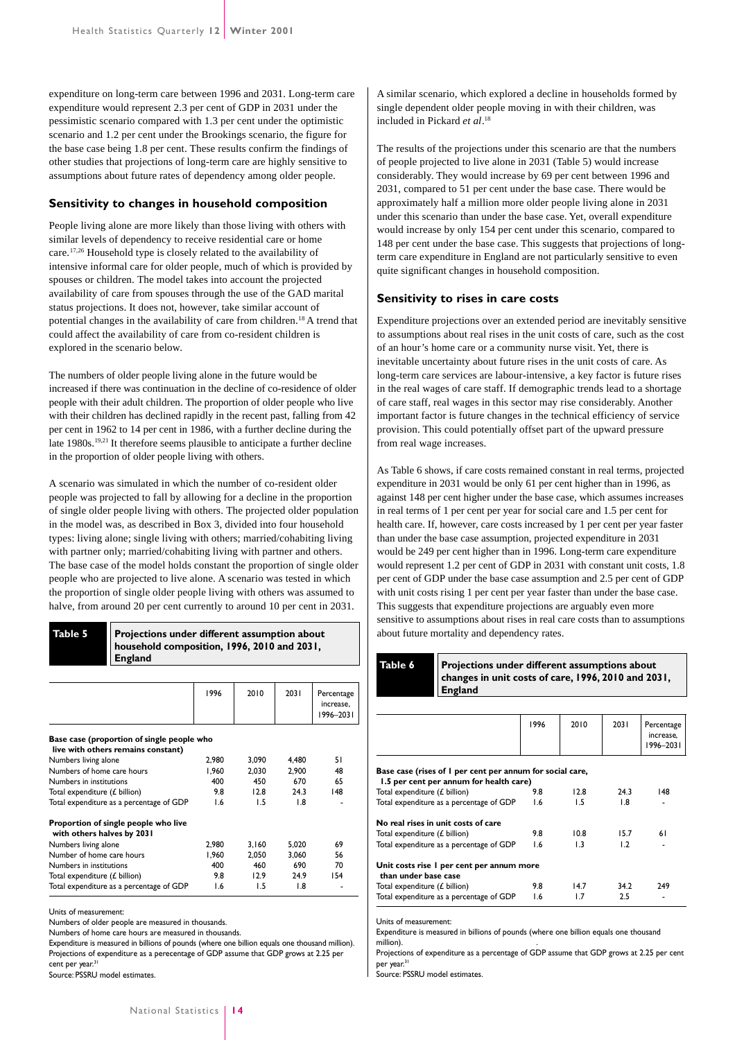expenditure on long-term care between 1996 and 2031. Long-term care expenditure would represent 2.3 per cent of GDP in 2031 under the pessimistic scenario compared with 1.3 per cent under the optimistic scenario and 1.2 per cent under the Brookings scenario, the figure for the base case being 1.8 per cent. These results confirm the findings of other studies that projections of long-term care are highly sensitive to assumptions about future rates of dependency among older people.

### Sensitivity to changes in household composition

People living alone are more likely than those living with others with similar levels of dependency to receive residential care or home care.[17,26] Household type is closely related to the availability of intensive informal care for older people, much of which is provided by spouses or children. The model takes into account the projected availability of care from spouses through the use of the GAD marital status projections. It does not, however, take similar account of potential changes in the availability of care from children.[18] A trend that could affect the availability of care from co-resident children is explored in the scenario below.

The numbers of older people living alone in the future would be increased if there was continuation in the decline of co-residence of older people with their adult children. The proportion of older people who live with their children has declined rapidly in the recent past, falling from 42 per cent in 1962 to 14 per cent in 1986, with a further decline during the late 1980s.[19,21] It therefore seems plausible to anticipate a further decline in the proportion of older people living with others.

A scenario was simulated in which the number of co-resident older people was projected to fall by allowing for a decline in the proportion of single older people living with others. The projected older population in the model was, as described in Box 3, divided into four household types: living alone; single living with others; married/cohabiting living with partner only; married/cohabiting living with partner and others. The base case of the model holds constant the proportion of single older people who are projected to live alone. A scenario was tested in which the proportion of single older people living with others was assumed to halve, from around 20 per cent currently to around 10 per cent in 2031.

**Table 5** **Projections under different assumption about household composition, 1996, 2010 and 2031, England**

| | 1996 | 2010 | 2031 | Percentage increase, 1996–2031 |
|---|---|---|---|---|
| **Base case (proportion of single people who live with others remains constant)** | | | | |
| Numbers living alone | 2,980 | 3,090 | 4,480 | 51 |
| Numbers of home care hours | 1,960 | 2,030 | 2,900 | 48 |
| Numbers in institutions | 400 | 450 | 670 | 65 |
| Total expenditure (£ billion) | 9.8 | 12.8 | 24.3 | 148 |
| Total expenditure as a percentage of GDP | 1.6 | 1.5 | 1.8 | - |
| **Proportion of single people who live with others halves by 2031** | | | | |
| Numbers living alone | 2,980 | 3,160 | 5,020 | 69 |
| Number of home care hours | 1,960 | 2,050 | 3,060 | 56 |
| Numbers in institutions | 400 | 460 | 690 | 70 |
| Total expenditure (£ billion) | 9.8 | 12.9 | 24.9 | 154 |
| Total expenditure as a percentage of GDP | 1.6 | 1.5 | 1.8 | - |

Units of measurement:
Numbers of older people are measured in thousands.
Numbers of home care hours are measured in thousands.
Expenditure is measured in billions of pounds (where one billion equals one thousand million).
Projections of expenditure as a perecentage of GDP assume that GDP grows at 2.25 per cent per year.[31]
Source: PSSRU model estimates.

A similar scenario, which explored a decline in households formed by single dependent older people moving in with their children, was included in Pickard *et al*.[18]

The results of the projections under this scenario are that the numbers of people projected to live alone in 2031 (Table 5) would increase considerably. They would increase by 69 per cent between 1996 and 2031, compared to 51 per cent under the base case. There would be approximately half a million more older people living alone in 2031 under this scenario than under the base case. Yet, overall expenditure would increase by only 154 per cent under this scenario, compared to 148 per cent under the base case. This suggests that projections of long-term care expenditure in England are not particularly sensitive to even quite significant changes in household composition.

### Sensitivity to rises in care costs

Expenditure projections over an extended period are inevitably sensitive to assumptions about real rises in the unit costs of care, such as the cost of an hour's home care or a community nurse visit. Yet, there is inevitable uncertainty about future rises in the unit costs of care. As long-term care services are labour-intensive, a key factor is future rises in the real wages of care staff. If demographic trends lead to a shortage of care staff, real wages in this sector may rise considerably. Another important factor is future changes in the technical efficiency of service provision. This could potentially offset part of the upward pressure from real wage increases.

As Table 6 shows, if care costs remained constant in real terms, projected expenditure in 2031 would be only 61 per cent higher than in 1996, as against 148 per cent higher under the base case, which assumes increases in real terms of 1 per cent per year for social care and 1.5 per cent for health care. If, however, care costs increased by 1 per cent per year faster than under the base case assumption, projected expenditure in 2031 would be 249 per cent higher than in 1996. Long-term care expenditure would represent 1.2 per cent of GDP in 2031 with constant unit costs, 1.8 per cent of GDP under the base case assumption and 2.5 per cent of GDP with unit costs rising 1 per cent per year faster than under the base case. This suggests that expenditure projections are arguably even more sensitive to assumptions about rises in real care costs than to assumptions about future mortality and dependency rates.

**Table 6** **Projections under different assumptions about changes in unit costs of care, 1996, 2010 and 2031, England**

| | 1996 | 2010 | 2031 | Percentage increase, 1996–2031 |
|---|---|---|---|---|
| **Base case (rises of 1 per cent per annum for social care, 1.5 per cent per annum for health care)** | | | | |
| Total expenditure (£ billion) | 9.8 | 12.8 | 24.3 | 148 |
| Total expenditure as a percentage of GDP | 1.6 | 1.5 | 1.8 | - |
| **No real rises in unit costs of care** | | | | |
| Total expenditure (£ billion) | 9.8 | 10.8 | 15.7 | 61 |
| Total expenditure as a percentage of GDP | 1.6 | 1.3 | 1.2 | - |
| **Unit costs rise 1 per cent per annum more than under base case** | | | | |
| Total expenditure (£ billion) | 9.8 | 14.7 | 34.2 | 249 |
| Total expenditure as a percentage of GDP | 1.6 | 1.7 | 2.5 | - |

Units of measurement:
Expenditure is measured in billions of pounds (where one billion equals one thousand million).
Projections of expenditure as a percentage of GDP assume that GDP grows at 2.25 per cent per year.[31]
Source: PSSRU model estimates.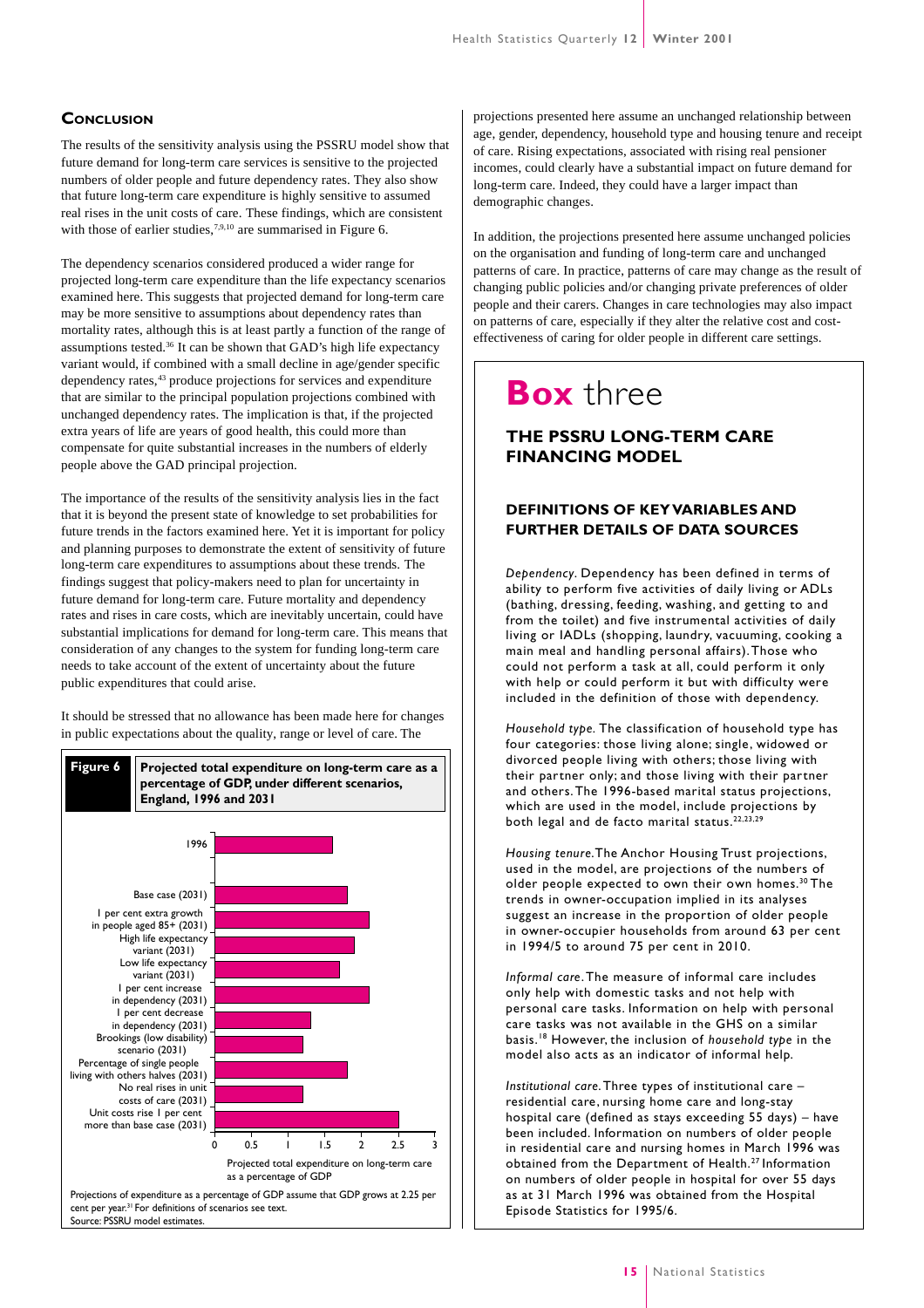## Conclusion

The results of the sensitivity analysis using the PSSRU model show that future demand for long-term care services is sensitive to the projected numbers of older people and future dependency rates. They also show that future long-term care expenditure is highly sensitive to assumed real rises in the unit costs of care. These findings, which are consistent with those of earlier studies,[7,9,10] are summarised in Figure 6.

The dependency scenarios considered produced a wider range for projected long-term care expenditure than the life expectancy scenarios examined here. This suggests that projected demand for long-term care may be more sensitive to assumptions about dependency rates than mortality rates, although this is at least partly a function of the range of assumptions tested.[36] It can be shown that GAD's high life expectancy variant would, if combined with a small decline in age/gender specific dependency rates,[43] produce projections for services and expenditure that are similar to the principal population projections combined with unchanged dependency rates. The implication is that, if the projected extra years of life are years of good health, this could more than compensate for quite substantial increases in the numbers of elderly people above the GAD principal projection.

The importance of the results of the sensitivity analysis lies in the fact that it is beyond the present state of knowledge to set probabilities for future trends in the factors examined here. Yet it is important for policy and planning purposes to demonstrate the extent of sensitivity of future long-term care expenditures to assumptions about these trends. The findings suggest that policy-makers need to plan for uncertainty in future demand for long-term care. Future mortality and dependency rates and rises in care costs, which are inevitably uncertain, could have substantial implications for demand for long-term care. This means that consideration of any changes to the system for funding long-term care needs to take account of the extent of uncertainty about the future public expenditures that could arise.

It should be stressed that no allowance has been made here for changes in public expectations about the quality, range or level of care. The projections presented here assume an unchanged relationship between age, gender, dependency, household type and housing tenure and receipt of care. Rising expectations, associated with rising real pensioner incomes, could clearly have a substantial impact on future demand for long-term care. Indeed, they could have a larger impact than demographic changes.

In addition, the projections presented here assume unchanged policies on the organisation and funding of long-term care and unchanged patterns of care. In practice, patterns of care may change as the result of changing public policies and/or changing private preferences of older people and their carers. Changes in care technologies may also impact on patterns of care, especially if they alter the relative cost and cost-effectiveness of caring for older people in different care settings.

**Figure 6** **Projected total expenditure on long-term care as a percentage of GDP, under different scenarios, England, 1996 and 2031**

| Scenario | Projected total expenditure on long-term care as a percentage of GDP (approx.) |
|---|---|
| 1996 | 1.6 |
| Base case (2031) | 1.8 |
| 1 per cent extra growth in people aged 85+ (2031) | 2.1 |
| High life expectancy variant (2031) | 1.9 |
| Low life expectancy variant (2031) | 1.7 |
| 1 per cent increase in dependency (2031) | 2.1 |
| 1 per cent decrease in dependency (2031) | 1.3 |
| Brookings (low disability) scenario (2031) | 1.2 |
| Percentage of single people living with others halves (2031) | 1.8 |
| No real rises in unit costs of care (2031) | 1.2 |
| Unit costs rise 1 per cent more than base case (2031) | 2.5 |

Projections of expenditure as a percentage of GDP assume that GDP grows at 2.25 per cent per year.[31] For definitions of scenarios see text.
Source: PSSRU model estimates.

## Box three

### THE PSSRU LONG-TERM CARE FINANCING MODEL

#### DEFINITIONS OF KEY VARIABLES AND FURTHER DETAILS OF DATA SOURCES

*Dependency.* Dependency has been defined in terms of ability to perform five activities of daily living or ADLs (bathing, dressing, feeding, washing, and getting to and from the toilet) and five instrumental activities of daily living or IADLs (shopping, laundry, vacuuming, cooking a main meal and handling personal affairs). Those who could not perform a task at all, could perform it only with help or could perform it but with difficulty were included in the definition of those with dependency.

*Household type.* The classification of household type has four categories: those living alone; single, widowed or divorced people living with others; those living with their partner only; and those living with their partner and others. The 1996-based marital status projections, which are used in the model, include projections by both legal and de facto marital status.[22,23,29]

*Housing tenure.* The Anchor Housing Trust projections, used in the model, are projections of the numbers of older people expected to own their own homes.[30] The trends in owner-occupation implied in its analyses suggest an increase in the proportion of older people in owner-occupier households from around 63 per cent in 1994/5 to around 75 per cent in 2010.

*Informal care.* The measure of informal care includes only help with domestic tasks and not help with personal care tasks. Information on help with personal care tasks was not available in the GHS on a similar basis.[18] However, the inclusion of *household type* in the model also acts as an indicator of informal help.

*Institutional care.* Three types of institutional care – residential care, nursing home care and long-stay hospital care (defined as stays exceeding 55 days) – have been included. Information on numbers of older people in residential care and nursing homes in March 1996 was obtained from the Department of Health.[27] Information on numbers of older people in hospital for over 55 days as at 31 March 1996 was obtained from the Hospital Episode Statistics for 1995/6.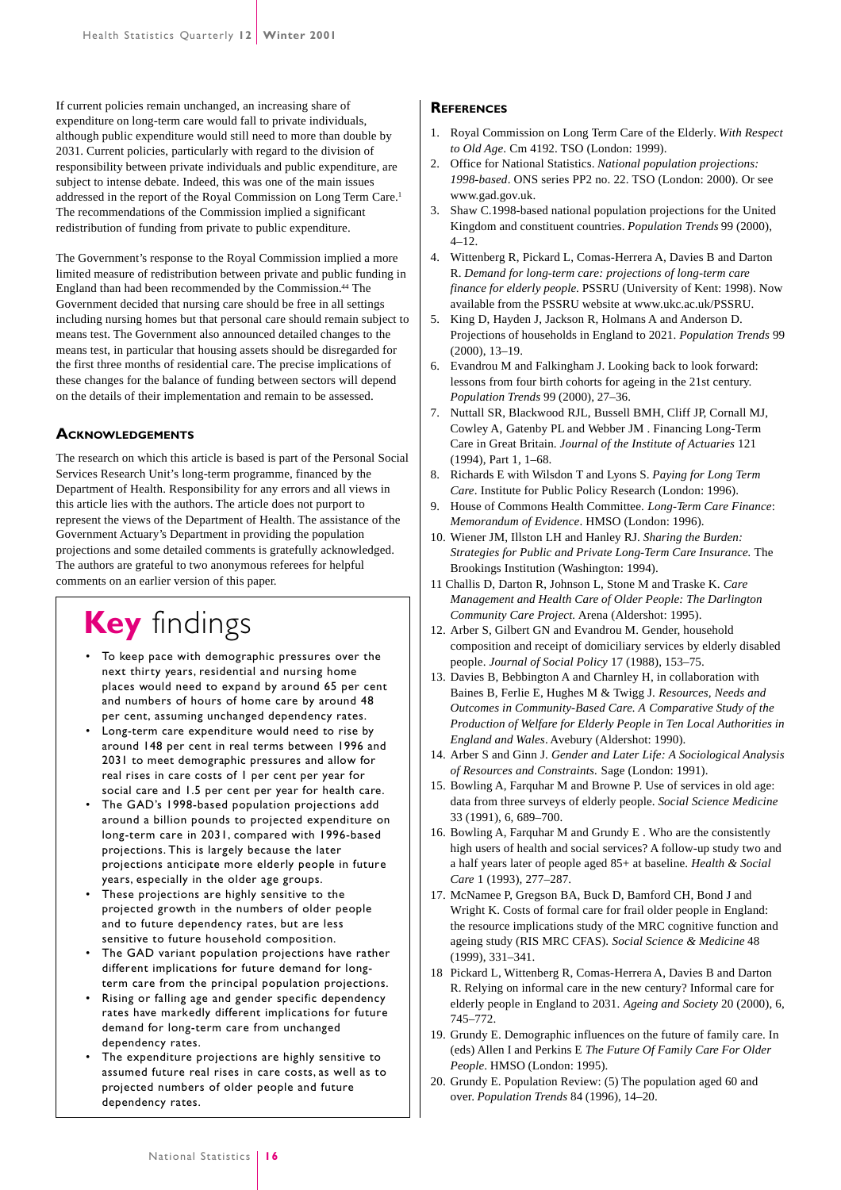If current policies remain unchanged, an increasing share of expenditure on long-term care would fall to private individuals, although public expenditure would still need to more than double by 2031. Current policies, particularly with regard to the division of responsibility between private individuals and public expenditure, are subject to intense debate. Indeed, this was one of the main issues addressed in the report of the Royal Commission on Long Term Care.[1] The recommendations of the Commission implied a significant redistribution of funding from private to public expenditure.

The Government's response to the Royal Commission implied a more limited measure of redistribution between private and public funding in England than had been recommended by the Commission.[44] The Government decided that nursing care should be free in all settings including nursing homes but that personal care should remain subject to means test. The Government also announced detailed changes to the means test, in particular that housing assets should be disregarded for the first three months of residential care. The precise implications of these changes for the balance of funding between sectors will depend on the details of their implementation and remain to be assessed.

## Acknowledgements

The research on which this article is based is part of the Personal Social Services Research Unit's long-term programme, financed by the Department of Health. Responsibility for any errors and all views in this article lies with the authors. The article does not purport to represent the views of the Department of Health. The assistance of the Government Actuary's Department in providing the population projections and some detailed comments is gratefully acknowledged. The authors are grateful to two anonymous referees for helpful comments on an earlier version of this paper.

## **Key** findings

- To keep pace with demographic pressures over the next thirty years, residential and nursing home places would need to expand by around 65 per cent and numbers of hours of home care by around 48 per cent, assuming unchanged dependency rates.
- Long-term care expenditure would need to rise by around 148 per cent in real terms between 1996 and 2031 to meet demographic pressures and allow for real rises in care costs of 1 per cent per year for social care and 1.5 per cent per year for health care.
- The GAD's 1998-based population projections add around a billion pounds to projected expenditure on long-term care in 2031, compared with 1996-based projections. This is largely because the later projections anticipate more elderly people in future years, especially in the older age groups.
- These projections are highly sensitive to the projected growth in the numbers of older people and to future dependency rates, but are less sensitive to future household composition.
- The GAD variant population projections have rather different implications for future demand for long-term care from the principal population projections.
- Rising or falling age and gender specific dependency rates have markedly different implications for future demand for long-term care from unchanged dependency rates.
- The expenditure projections are highly sensitive to assumed future real rises in care costs, as well as to projected numbers of older people and future dependency rates.

## References

1. Royal Commission on Long Term Care of the Elderly. *With Respect to Old Age*. Cm 4192. TSO (London: 1999).
2. Office for National Statistics. *National population projections: 1998-based*. ONS series PP2 no. 22. TSO (London: 2000). Or see www.gad.gov.uk.
3. Shaw C.1998-based national population projections for the United Kingdom and constituent countries. *Population Trends* 99 (2000), 4–12.
4. Wittenberg R, Pickard L, Comas-Herrera A, Davies B and Darton R. *Demand for long-term care: projections of long-term care finance for elderly people.* PSSRU (University of Kent: 1998). Now available from the PSSRU website at www.ukc.ac.uk/PSSRU.
5. King D, Hayden J, Jackson R, Holmans A and Anderson D. Projections of households in England to 2021. *Population Trends* 99 (2000), 13–19.
6. Evandrou M and Falkingham J. Looking back to look forward: lessons from four birth cohorts for ageing in the 21st century. *Population Trends* 99 (2000), 27–36.
7. Nuttall SR, Blackwood RJL, Bussell BMH, Cliff JP, Cornall MJ, Cowley A, Gatenby PL and Webber JM . Financing Long-Term Care in Great Britain. *Journal of the Institute of Actuaries* 121 (1994), Part 1, 1–68.
8. Richards E with Wilsdon T and Lyons S. *Paying for Long Term Care*. Institute for Public Policy Research (London: 1996).
9. House of Commons Health Committee. *Long-Term Care Finance*: *Memorandum of Evidence*. HMSO (London: 1996).
10. Wiener JM, Illston LH and Hanley RJ. *Sharing the Burden: Strategies for Public and Private Long-Term Care Insurance.* The Brookings Institution (Washington: 1994).
11. Challis D, Darton R, Johnson L, Stone M and Traske K. *Care Management and Health Care of Older People: The Darlington Community Care Project.* Arena (Aldershot: 1995).
12. Arber S, Gilbert GN and Evandrou M. Gender, household composition and receipt of domiciliary services by elderly disabled people. *Journal of Social Policy* 17 (1988), 153–75.
13. Davies B, Bebbington A and Charnley H, in collaboration with Baines B, Ferlie E, Hughes M & Twigg J. *Resources, Needs and Outcomes in Community-Based Care. A Comparative Study of the Production of Welfare for Elderly People in Ten Local Authorities in England and Wales*. Avebury (Aldershot: 1990).
14. Arber S and Ginn J. *Gender and Later Life: A Sociological Analysis of Resources and Constraints.* Sage (London: 1991).
15. Bowling A, Farquhar M and Browne P. Use of services in old age: data from three surveys of elderly people. *Social Science Medicine* 33 (1991), 6, 689–700.
16. Bowling A, Farquhar M and Grundy E . Who are the consistently high users of health and social services? A follow-up study two and a half years later of people aged 85+ at baseline. *Health & Social Care* 1 (1993), 277–287.
17. McNamee P, Gregson BA, Buck D, Bamford CH, Bond J and Wright K. Costs of formal care for frail older people in England: the resource implications study of the MRC cognitive function and ageing study (RIS MRC CFAS). *Social Science & Medicine* 48 (1999), 331–341.
18. Pickard L, Wittenberg R, Comas-Herrera A, Davies B and Darton R. Relying on informal care in the new century? Informal care for elderly people in England to 2031. *Ageing and Society* 20 (2000), 6, 745–772.
19. Grundy E. Demographic influences on the future of family care. In (eds) Allen I and Perkins E *The Future Of Family Care For Older People*. HMSO (London: 1995).
20. Grundy E. Population Review: (5) The population aged 60 and over. *Population Trends* 84 (1996), 14–20.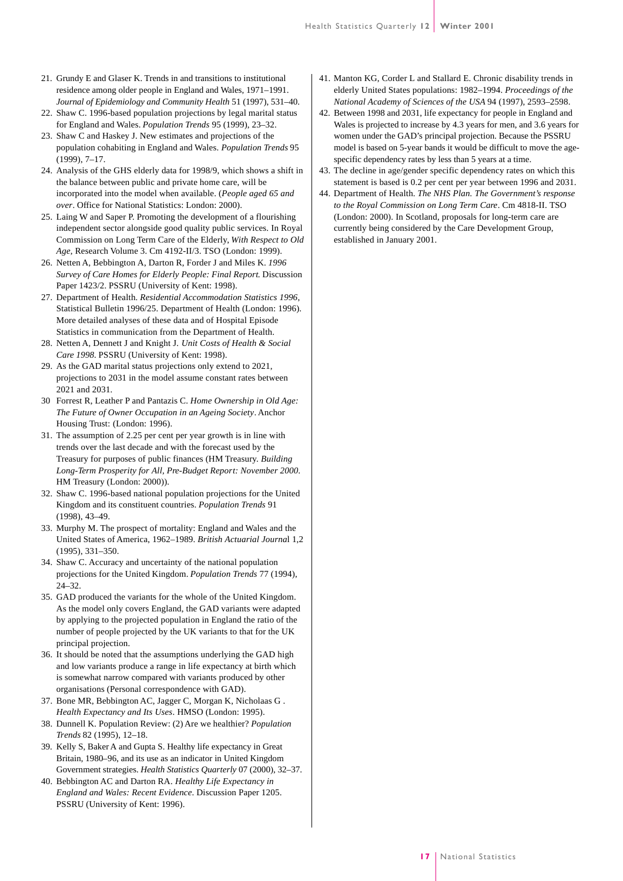21. Grundy E and Glaser K. Trends in and transitions to institutional residence among older people in England and Wales, 1971–1991. *Journal of Epidemiology and Community Health* 51 (1997), 531–40.
22. Shaw C. 1996-based population projections by legal marital status for England and Wales. *Population Trends* 95 (1999), 23–32.
23. Shaw C and Haskey J. New estimates and projections of the population cohabiting in England and Wales. *Population Trends* 95 (1999), 7–17.
24. Analysis of the GHS elderly data for 1998/9, which shows a shift in the balance between public and private home care, will be incorporated into the model when available. (*People aged 65 and over*. Office for National Statistics: London: 2000).
25. Laing W and Saper P. Promoting the development of a flourishing independent sector alongside good quality public services. In Royal Commission on Long Term Care of the Elderly, *With Respect to Old Age*, Research Volume 3. Cm 4192-II/3. TSO (London: 1999).
26. Netten A, Bebbington A, Darton R, Forder J and Miles K. *1996 Survey of Care Homes for Elderly People: Final Report.* Discussion Paper 1423/2. PSSRU (University of Kent: 1998).
27. Department of Health. *Residential Accommodation Statistics 1996*, Statistical Bulletin 1996/25. Department of Health (London: 1996). More detailed analyses of these data and of Hospital Episode Statistics in communication from the Department of Health.
28. Netten A, Dennett J and Knight J. *Unit Costs of Health & Social Care 1998*. PSSRU (University of Kent: 1998).
29. As the GAD marital status projections only extend to 2021, projections to 2031 in the model assume constant rates between 2021 and 2031.
30 Forrest R, Leather P and Pantazis C. *Home Ownership in Old Age: The Future of Owner Occupation in an Ageing Society*. Anchor Housing Trust: (London: 1996).
31. The assumption of 2.25 per cent per year growth is in line with trends over the last decade and with the forecast used by the Treasury for purposes of public finances (HM Treasury. *Building Long-Term Prosperity for All, Pre-Budget Report: November 2000.* HM Treasury (London: 2000)).
32. Shaw C. 1996-based national population projections for the United Kingdom and its constituent countries. *Population Trends* 91 (1998), 43–49.
33. Murphy M. The prospect of mortality: England and Wales and the United States of America, 1962–1989. *British Actuarial Journa*l 1,2 (1995), 331–350.
34. Shaw C. Accuracy and uncertainty of the national population projections for the United Kingdom. *Population Trends* 77 (1994), 24–32.
35. GAD produced the variants for the whole of the United Kingdom. As the model only covers England, the GAD variants were adapted by applying to the projected population in England the ratio of the number of people projected by the UK variants to that for the UK principal projection.
36. It should be noted that the assumptions underlying the GAD high and low variants produce a range in life expectancy at birth which is somewhat narrow compared with variants produced by other organisations (Personal correspondence with GAD).
37. Bone MR, Bebbington AC, Jagger C, Morgan K, Nicholaas G . *Health Expectancy and Its Uses*. HMSO (London: 1995).
38. Dunnell K. Population Review: (2) Are we healthier? *Population Trends* 82 (1995), 12–18.
39. Kelly S, Baker A and Gupta S. Healthy life expectancy in Great Britain, 1980–96, and its use as an indicator in United Kingdom Government strategies. *Health Statistics Quarterly* 07 (2000), 32–37.
40. Bebbington AC and Darton RA. *Healthy Life Expectancy in England and Wales: Recent Evidence*. Discussion Paper 1205. PSSRU (University of Kent: 1996).
41. Manton KG, Corder L and Stallard E. Chronic disability trends in elderly United States populations: 1982–1994. *Proceedings of the National Academy of Sciences of the USA* 94 (1997), 2593–2598.
42. Between 1998 and 2031, life expectancy for people in England and Wales is projected to increase by 4.3 years for men, and 3.6 years for women under the GAD's principal projection. Because the PSSRU model is based on 5-year bands it would be difficult to move the age-specific dependency rates by less than 5 years at a time.
43. The decline in age/gender specific dependency rates on which this statement is based is 0.2 per cent per year between 1996 and 2031.
44. Department of Health. *The NHS Plan. The Government's response to the Royal Commission on Long Term Care*. Cm 4818-II. TSO (London: 2000). In Scotland, proposals for long-term care are currently being considered by the Care Development Group, established in January 2001.